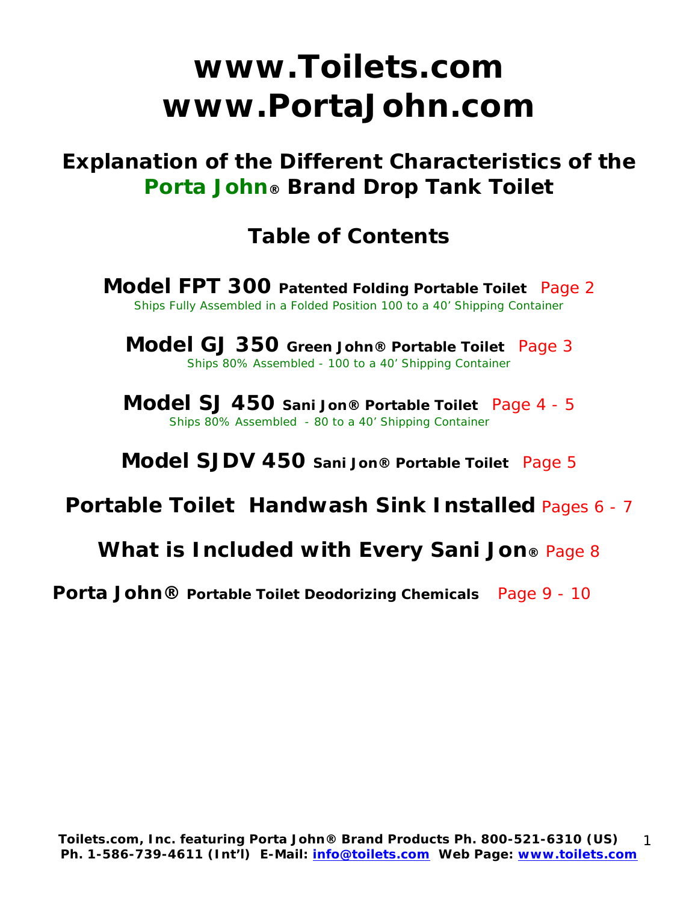# www.Toilets.com
# www.PortaJohn.com

## Explanation of the Different Characteristics of the Porta John® Brand Drop Tank Toilet

## Table of Contents

**Model FPT 300** **Patented Folding Portable Toilet** Page 2
*Ships Fully Assembled in a Folded Position 100 to a 40' Shipping Container*

**Model GJ 350** **Green John® Portable Toilet** Page 3
*Ships 80% Assembled - 100 to a 40' Shipping Container*

**Model SJ 450** **Sani Jon® Portable Toilet** Page 4 - 5
*Ships 80% Assembled - 80 to a 40' Shipping Container*

**Model SJDV 450** **Sani Jon® Portable Toilet** Page 5

**Portable Toilet Handwash Sink Installed** Pages 6 - 7

**What is Included with Every Sani Jon®** Page 8

**Porta John®** **Portable Toilet Deodorizing Chemicals** Page 9 - 10

**Toilets.com, Inc. featuring Porta John® Brand Products Ph. 800-521-6310 (US)**
**Ph. 1-586-739-4611 (Int'l) E-Mail: info@toilets.com Web Page: www.toilets.com**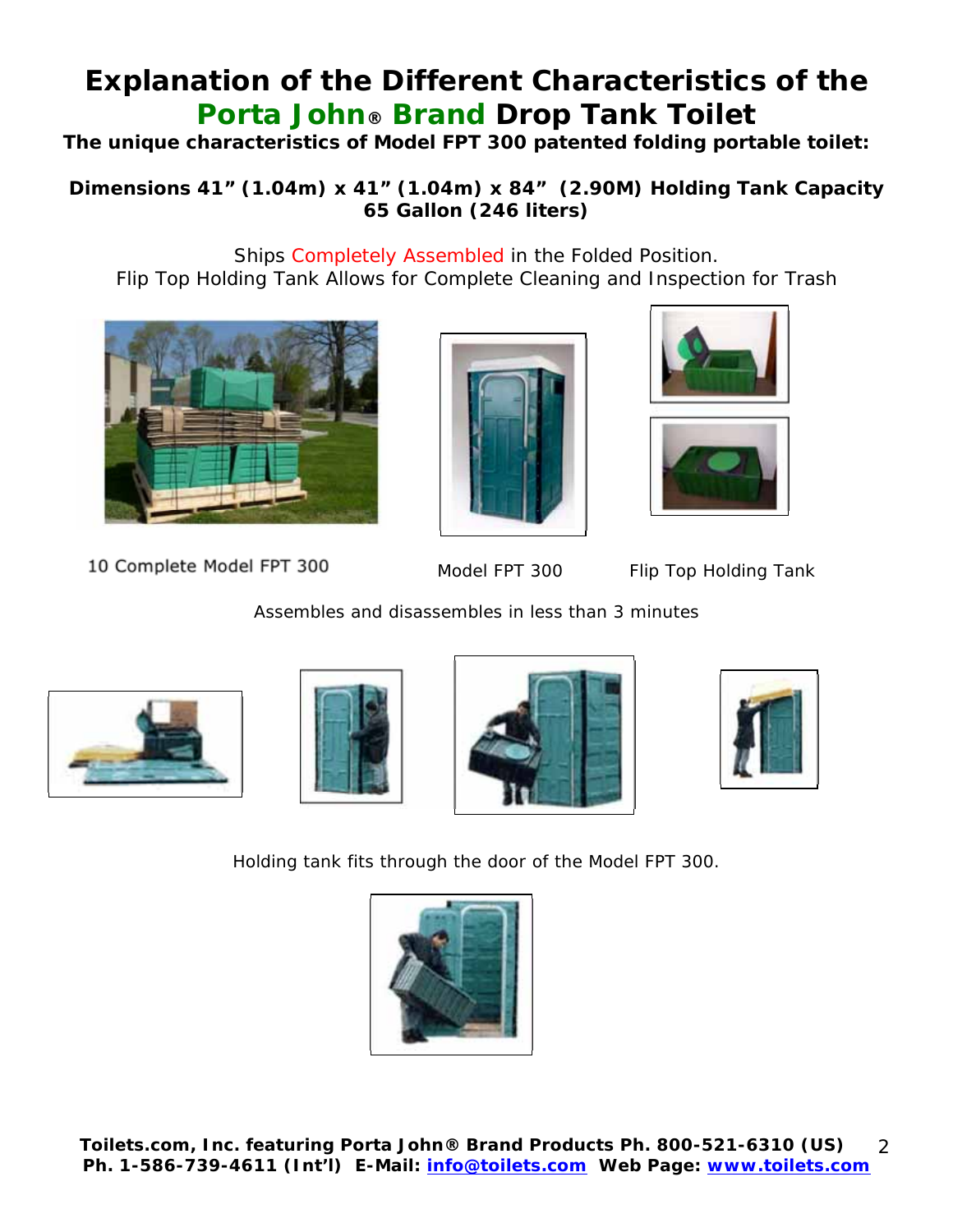# Explanation of the Different Characteristics of the Porta John® Brand Drop Tank Toilet

**The unique characteristics of Model FPT 300 patented folding portable toilet:**

**Dimensions 41" (1.04m) x 41" (1.04m) x 84" (2.90M) Holding Tank Capacity 65 Gallon (246 liters)**

Ships Completely Assembled in the Folded Position.
Flip Top Holding Tank Allows for Complete Cleaning and Inspection for Trash

10 Complete Model FPT 300

Model FPT 300

Flip Top Holding Tank

Assembles and disassembles in less than 3 minutes

Holding tank fits through the door of the Model FPT 300.

**Toilets.com, Inc. featuring Porta John® Brand Products Ph. 800-521-6310 (US) Ph. 1-586-739-4611 (Int'l) E-Mail: info@toilets.com Web Page: www.toilets.com**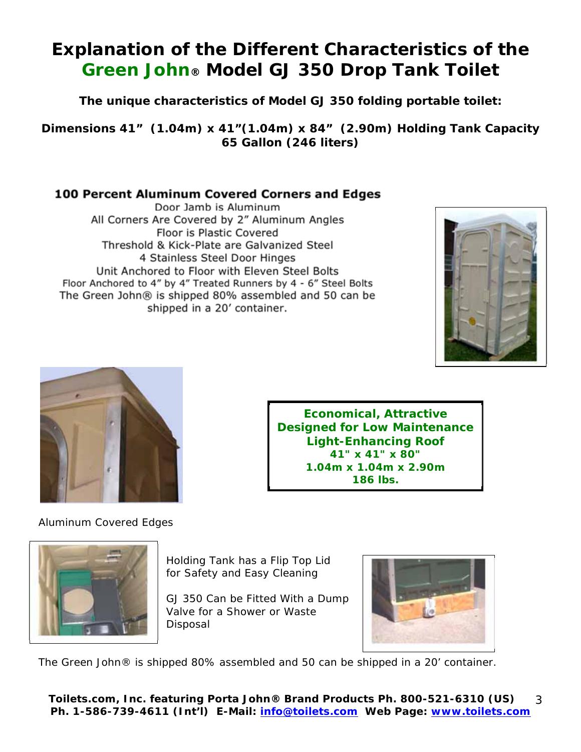# Explanation of the Different Characteristics of the Green John® Model GJ 350 Drop Tank Toilet

**The unique characteristics of Model GJ 350 folding portable toilet:**

**Dimensions 41" (1.04m) x 41"(1.04m) x 84" (2.90m) Holding Tank Capacity 65 Gallon (246 liters)**

### 100 Percent Aluminum Covered Corners and Edges

Door Jamb is Aluminum
All Corners Are Covered by 2" Aluminum Angles
Floor is Plastic Covered
Threshold & Kick-Plate are Galvanized Steel
4 Stainless Steel Door Hinges
Unit Anchored to Floor with Eleven Steel Bolts
Floor Anchored to 4" by 4" Treated Runners by 4 - 6" Steel Bolts
The Green John® is shipped 80% assembled and 50 can be shipped in a 20' container.

**Economical, Attractive**
**Designed for Low Maintenance**
**Light-Enhancing Roof**
**41" x 41" x 80"**
**1.04m x 1.04m x 2.90m**
**186 lbs.**

Aluminum Covered Edges

Holding Tank has a Flip Top Lid for Safety and Easy Cleaning

GJ 350 Can be Fitted With a Dump Valve for a Shower or Waste Disposal

The Green John® is shipped 80% assembled and 50 can be shipped in a 20' container.

**Toilets.com, Inc. featuring Porta John® Brand Products Ph. 800-521-6310 (US) Ph. 1-586-739-4611 (Int'l) E-Mail: info@toilets.com Web Page: www.toilets.com**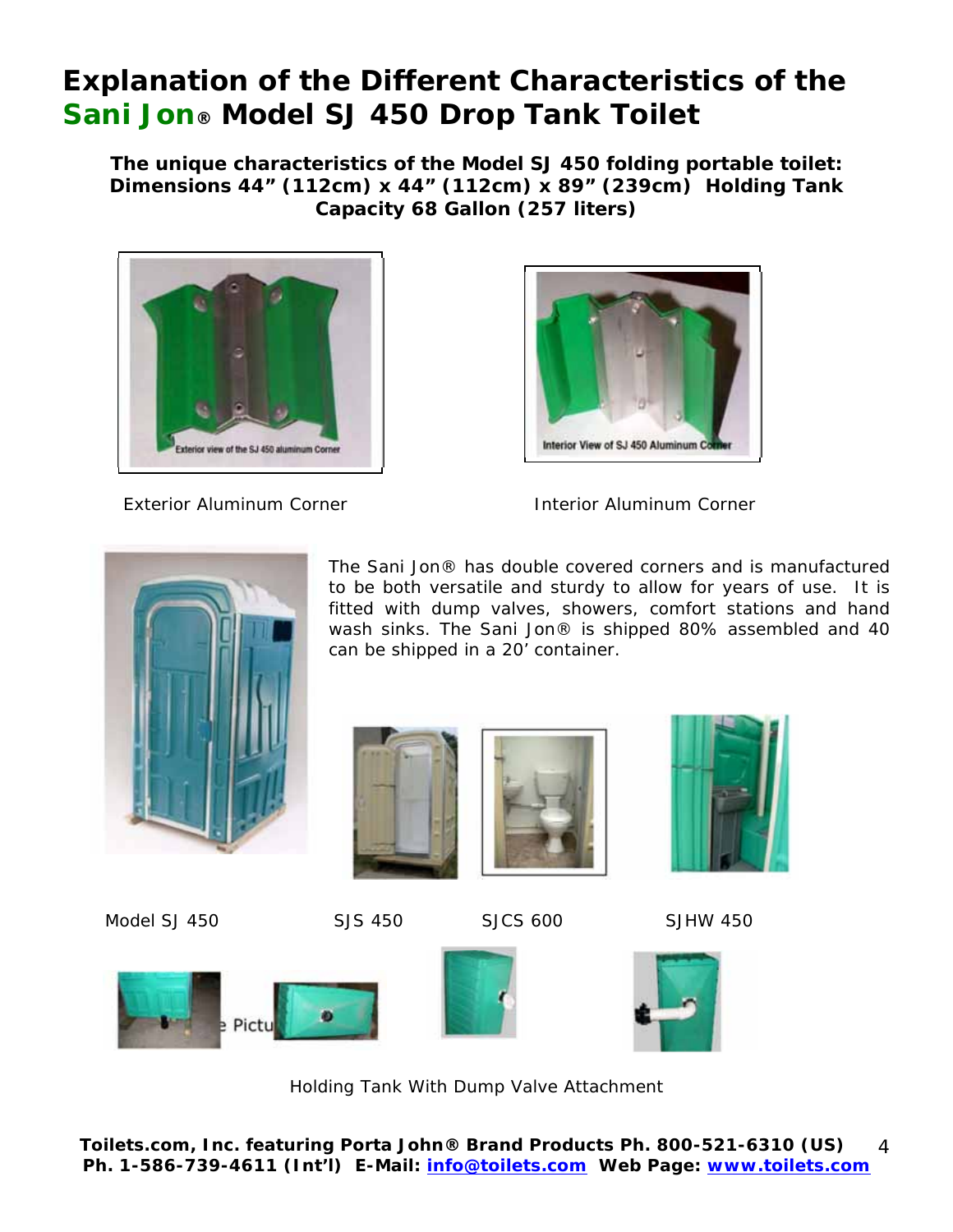# Explanation of the Different Characteristics of the Sani Jon® Model SJ 450 Drop Tank Toilet

**The unique characteristics of the Model SJ 450 folding portable toilet: Dimensions 44" (112cm) x 44" (112cm) x 89" (239cm) Holding Tank Capacity 68 Gallon (257 liters)**

Exterior Aluminum Corner

Interior Aluminum Corner

The Sani Jon® has double covered corners and is manufactured to be both versatile and sturdy to allow for years of use. It is fitted with dump valves, showers, comfort stations and hand wash sinks. The Sani Jon® is shipped 80% assembled and 40 can be shipped in a 20' container.

Model SJ 450

SJS 450

SJCS 600

SJHW 450

Holding Tank With Dump Valve Attachment

Toilets.com, Inc. featuring Porta John® Brand Products Ph. 800-521-6310 (US)
Ph. 1-586-739-4611 (Int'l) E-Mail: info@toilets.com Web Page: www.toilets.com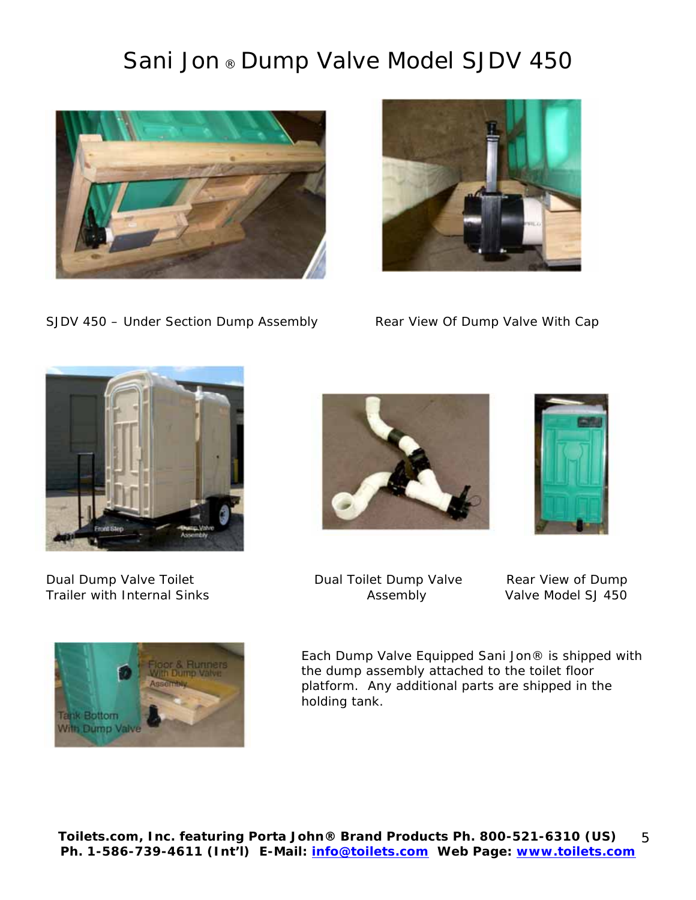# Sani Jon® Dump Valve Model SJDV 450

SJDV 450 – Under Section Dump Assembly

Rear View Of Dump Valve With Cap

Dual Dump Valve Toilet Trailer with Internal Sinks

Dual Toilet Dump Valve Assembly

Rear View of Dump Valve Model SJ 450

Each Dump Valve Equipped Sani Jon® is shipped with the dump assembly attached to the toilet floor platform. Any additional parts are shipped in the holding tank.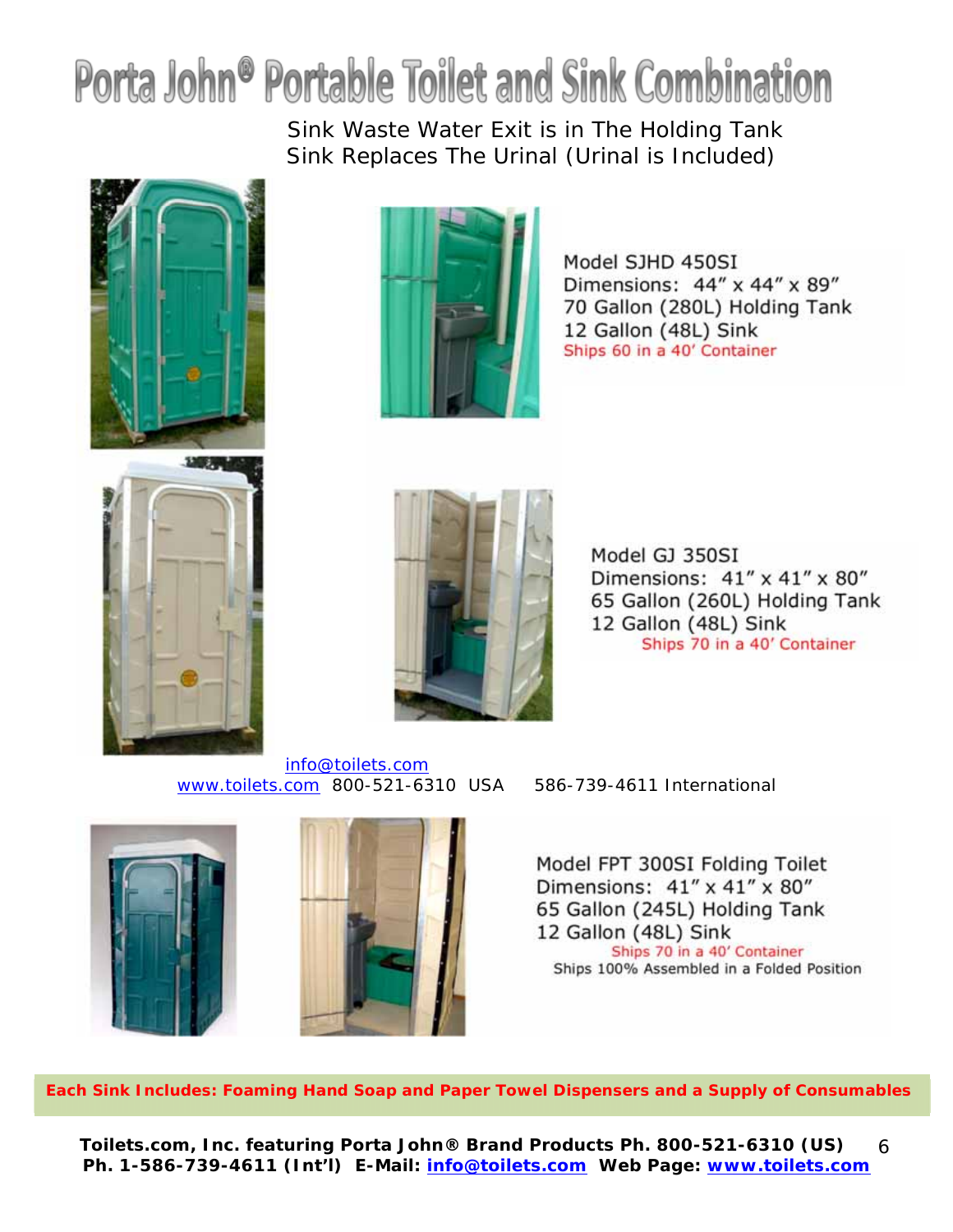# Porta John® Portable Toilet and Sink Combination

Sink Waste Water Exit is in The Holding Tank
Sink Replaces The Urinal (Urinal is Included)

Model SJHD 450SI
Dimensions: 44" x 44" x 89"
70 Gallon (280L) Holding Tank
12 Gallon (48L) Sink
Ships 60 in a 40' Container

Model GJ 350SI
Dimensions: 41" x 41" x 80"
65 Gallon (260L) Holding Tank
12 Gallon (48L) Sink
Ships 70 in a 40' Container

info@toilets.com
www.toilets.com 800-521-6310 USA 586-739-4611 International

Model FPT 300SI Folding Toilet
Dimensions: 41" x 41" x 80"
65 Gallon (245L) Holding Tank
12 Gallon (48L) Sink
Ships 70 in a 40' Container
Ships 100% Assembled in a Folded Position

**Each Sink Includes: Foaming Hand Soap and Paper Towel Dispensers and a Supply of Consumables**

**Toilets.com, Inc. featuring Porta John® Brand Products Ph. 800-521-6310 (US)**
**Ph. 1-586-739-4611 (Int'l) E-Mail: info@toilets.com Web Page: www.toilets.com**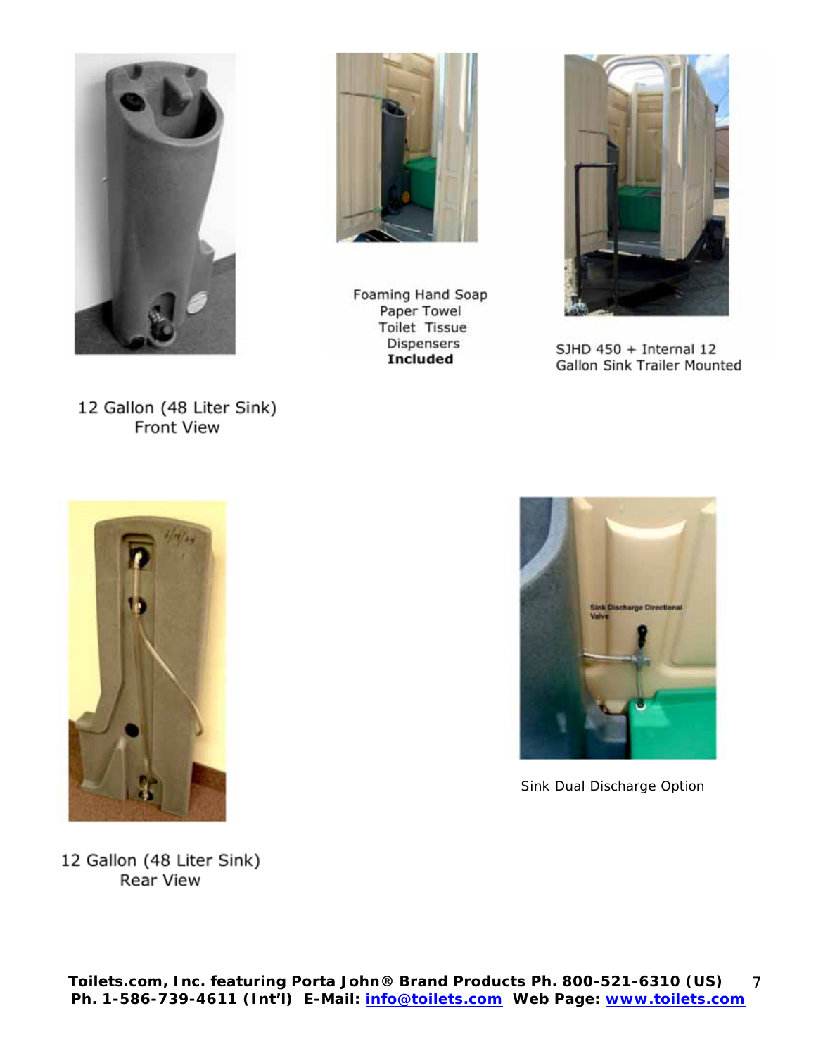Foaming Hand Soap
Paper Towel
Toilet Tissue
Dispensers
**Included**

SJHD 450 + Internal 12 Gallon Sink Trailer Mounted

12 Gallon (48 Liter Sink)
Front View

Sink Discharge Directional Valve

Sink Dual Discharge Option

12 Gallon (48 Liter Sink)
Rear View

**Toilets.com, Inc. featuring Porta John® Brand Products Ph. 800-521-6310 (US) Ph. 1-586-739-4611 (Int'l) E-Mail: [info@toilets.com](mailto:info@toilets.com) Web Page: [www.toilets.com](http://www.toilets.com)**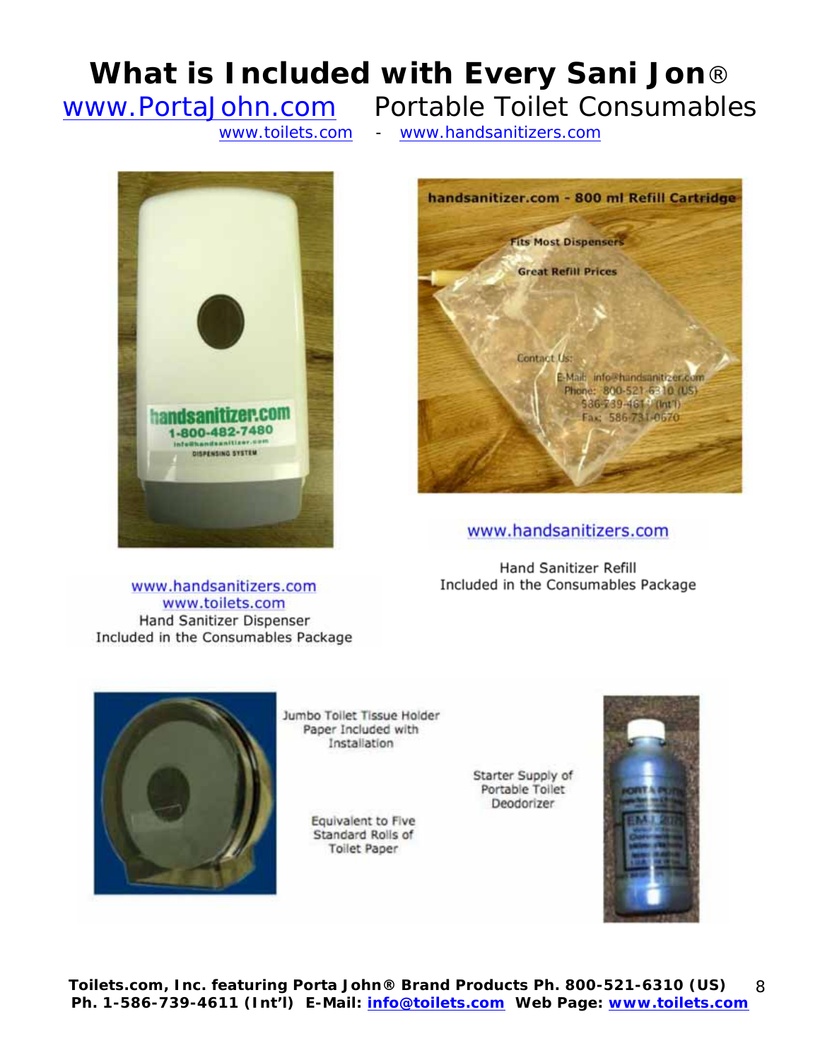# What is Included with Every Sani Jon®

www.PortaJohn.com Portable Toilet Consumables

www.toilets.com - www.handsanitizers.com

www.handsanitizers.com
www.toilets.com
Hand Sanitizer Dispenser
Included in the Consumables Package

www.handsanitizers.com

Hand Sanitizer Refill
Included in the Consumables Package

Jumbo Toilet Tissue Holder
Paper Included with
Installation

Equivalent to Five
Standard Rolls of
Toilet Paper

Starter Supply of
Portable Toilet
Deodorizer

**Toilets.com, Inc. featuring Porta John® Brand Products Ph. 800-521-6310 (US)**
**Ph. 1-586-739-4611 (Int'l) E-Mail: info@toilets.com Web Page: www.toilets.com**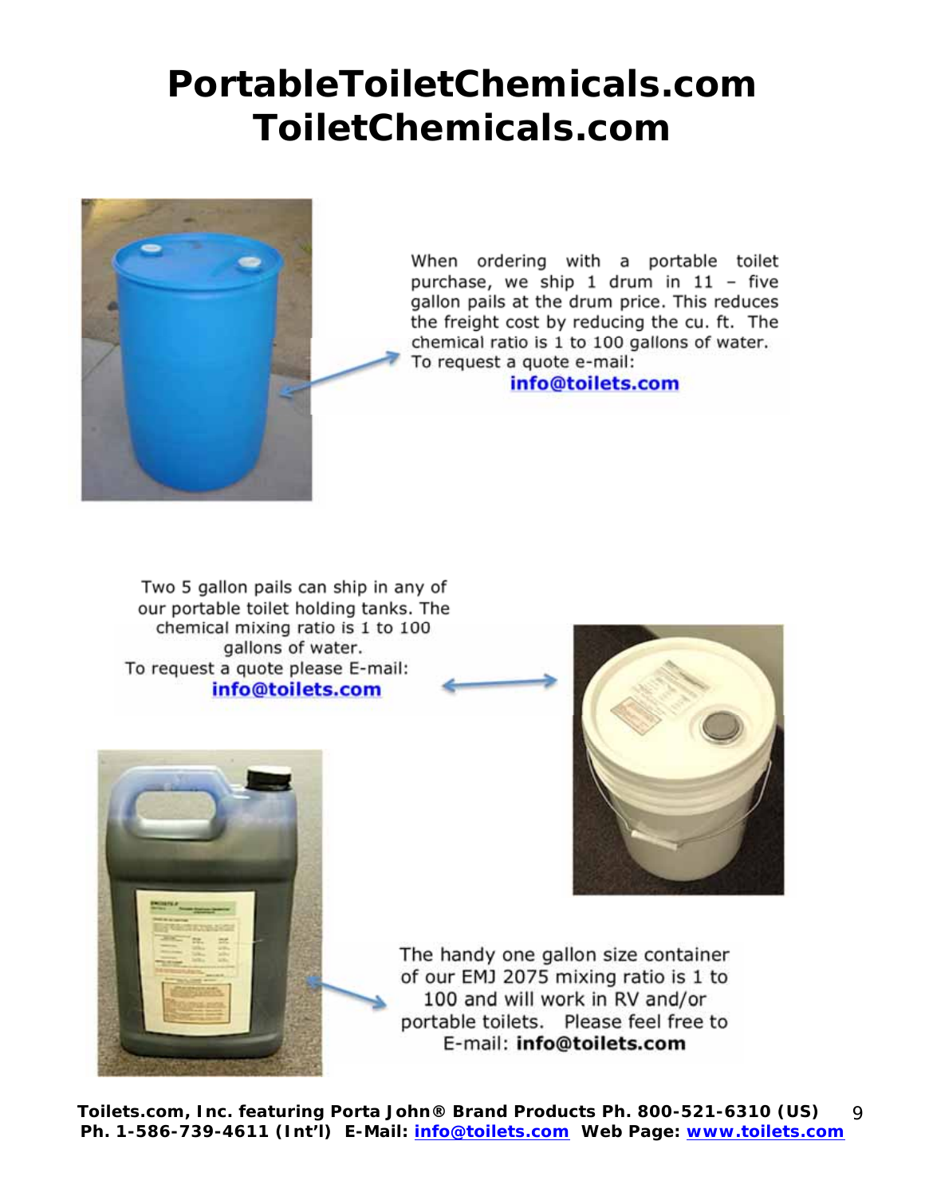# PortableToiletChemicals.com
# ToiletChemicals.com

When ordering with a portable toilet purchase, we ship 1 drum in 11 – five gallon pails at the drum price. This reduces the freight cost by reducing the cu. ft. The chemical ratio is 1 to 100 gallons of water. To request a quote e-mail:

**info@toilets.com**

Two 5 gallon pails can ship in any of our portable toilet holding tanks. The chemical mixing ratio is 1 to 100 gallons of water.
To request a quote please E-mail:

**info@toilets.com**

The handy one gallon size container of our EMJ 2075 mixing ratio is 1 to 100 and will work in RV and/or portable toilets. Please feel free to E-mail: **info@toilets.com**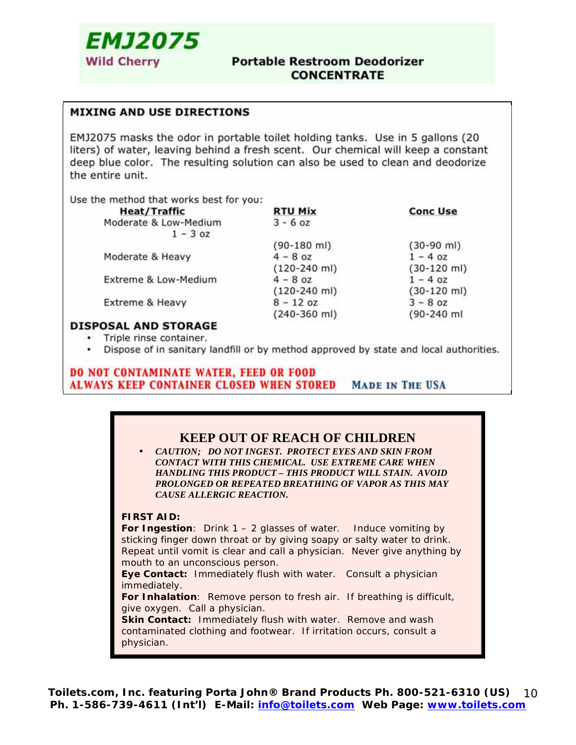# EMJ2075

**Wild Cherry**

**Portable Restroom Deodorizer CONCENTRATE**

## MIXING AND USE DIRECTIONS

EMJ2075 masks the odor in portable toilet holding tanks. Use in 5 gallons (20 liters) of water, leaving behind a fresh scent. Our chemical will keep a constant deep blue color. The resulting solution can also be used to clean and deodorize the entire unit.

Use the method that works best for you:

| Heat/Traffic | RTU Mix | Conc Use |
|---|---|---|
| Moderate & Low-Medium | 3 - 6 oz (90-180 ml) | 1 – 3 oz (30-90 ml) |
| Moderate & Heavy | 4 – 8 oz (120-240 ml) | 1 – 4 oz (30-120 ml) |
| Extreme & Low-Medium | 4 – 8 oz (120-240 ml) | 1 – 4 oz (30-120 ml) |
| Extreme & Heavy | 8 – 12 oz (240-360 ml) | 3 – 8 oz (90-240 ml |

## DISPOSAL AND STORAGE

- Triple rinse container.
- Dispose of in sanitary landfill or by method approved by state and local authorities.

**DO NOT CONTAMINATE WATER, FEED OR FOOD**
**ALWAYS KEEP CONTAINER CLOSED WHEN STORED**

**MADE IN THE USA**

## KEEP OUT OF REACH OF CHILDREN

- ***CAUTION; DO NOT INGEST. PROTECT EYES AND SKIN FROM CONTACT WITH THIS CHEMICAL. USE EXTREME CARE WHEN HANDLING THIS PRODUCT – THIS PRODUCT WILL STAIN. AVOID PROLONGED OR REPEATED BREATHING OF VAPOR AS THIS MAY CAUSE ALLERGIC REACTION.***

**FIRST AID:**

**For Ingestion**: Drink 1 – 2 glasses of water. Induce vomiting by sticking finger down throat or by giving soapy or salty water to drink. Repeat until vomit is clear and call a physician. Never give anything by mouth to an unconscious person.

**Eye Contact:** Immediately flush with water. Consult a physician immediately.

**For Inhalation**: Remove person to fresh air. If breathing is difficult, give oxygen. Call a physician.

**Skin Contact:** Immediately flush with water. Remove and wash contaminated clothing and footwear. If irritation occurs, consult a physician.

**Toilets.com, Inc. featuring Porta John® Brand Products Ph. 800-521-6310 (US) Ph. 1-586-739-4611 (Int'l) E-Mail: info@toilets.com Web Page: www.toilets.com**